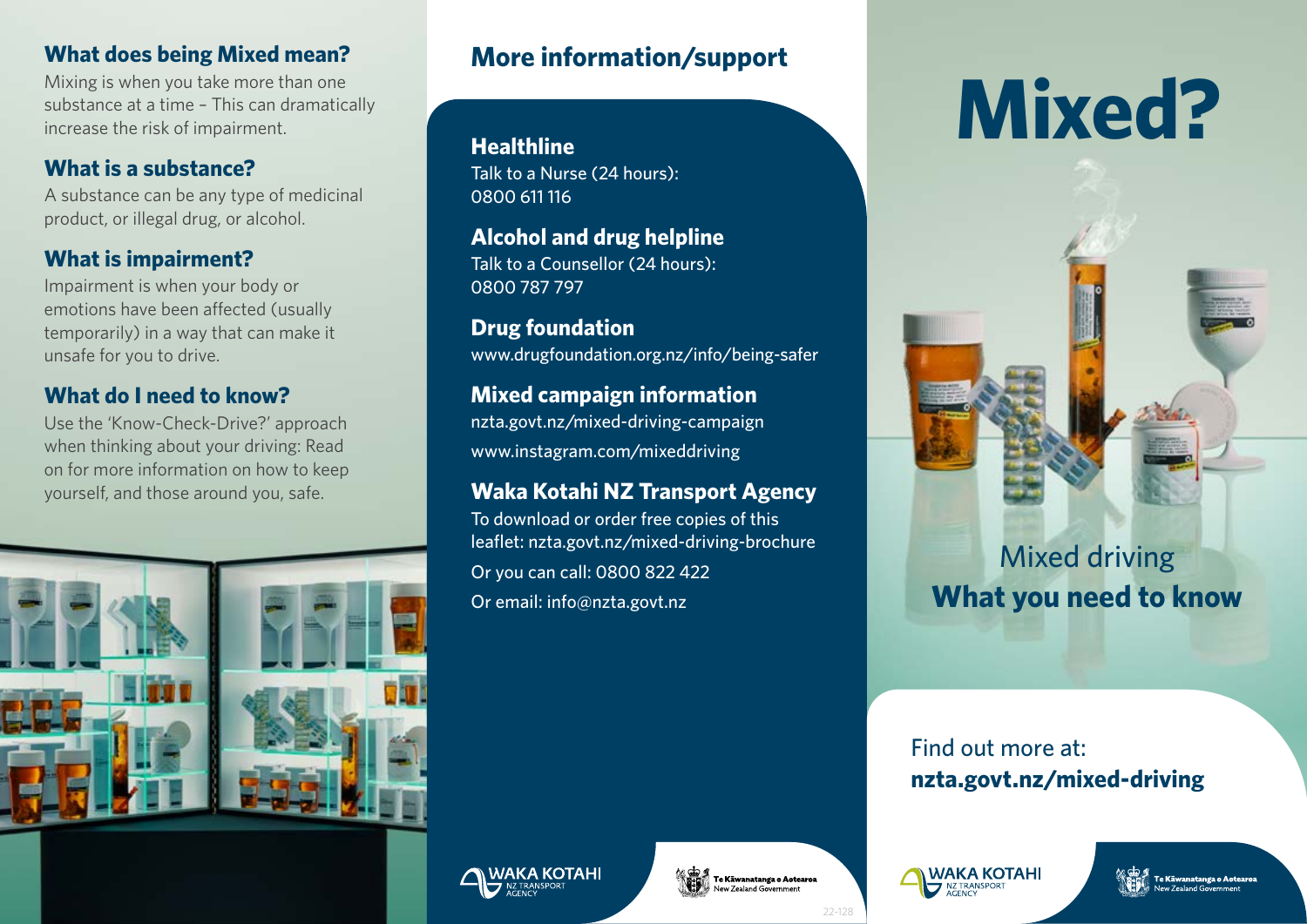# Mixed?

Mixed driving
**What you need to know**

Find out more at:
**nzta.govt.nz/mixed-driving**

## What does being Mixed mean?

Mixing is when you take more than one substance at a time – This can dramatically increase the risk of impairment.

## What is a substance?

A substance can be any type of medicinal product, or illegal drug, or alcohol.

## What is impairment?

Impairment is when your body or emotions have been affected (usually temporarily) in a way that can make it unsafe for you to drive.

## What do I need to know?

Use the 'Know-Check-Drive?' approach when thinking about your driving: Read on for more information on how to keep yourself, and those around you, safe.

## More information/support

**Healthline**
Talk to a Nurse (24 hours):
0800 611 116

**Alcohol and drug helpline**
Talk to a Counsellor (24 hours):
0800 787 797

**Drug foundation**
www.drugfoundation.org.nz/info/being-safer

**Mixed campaign information**
nzta.govt.nz/mixed-driving-campaign
www.instagram.com/mixeddriving

**Waka Kotahi NZ Transport Agency**
To download or order free copies of this leaflet: nzta.govt.nz/mixed-driving-brochure
Or you can call: 0800 822 422
Or email: info@nzta.govt.nz

WAKA KOTAHI NZ TRANSPORT AGENCY

Te Kāwanatanga o Aotearoa New Zealand Government

22-128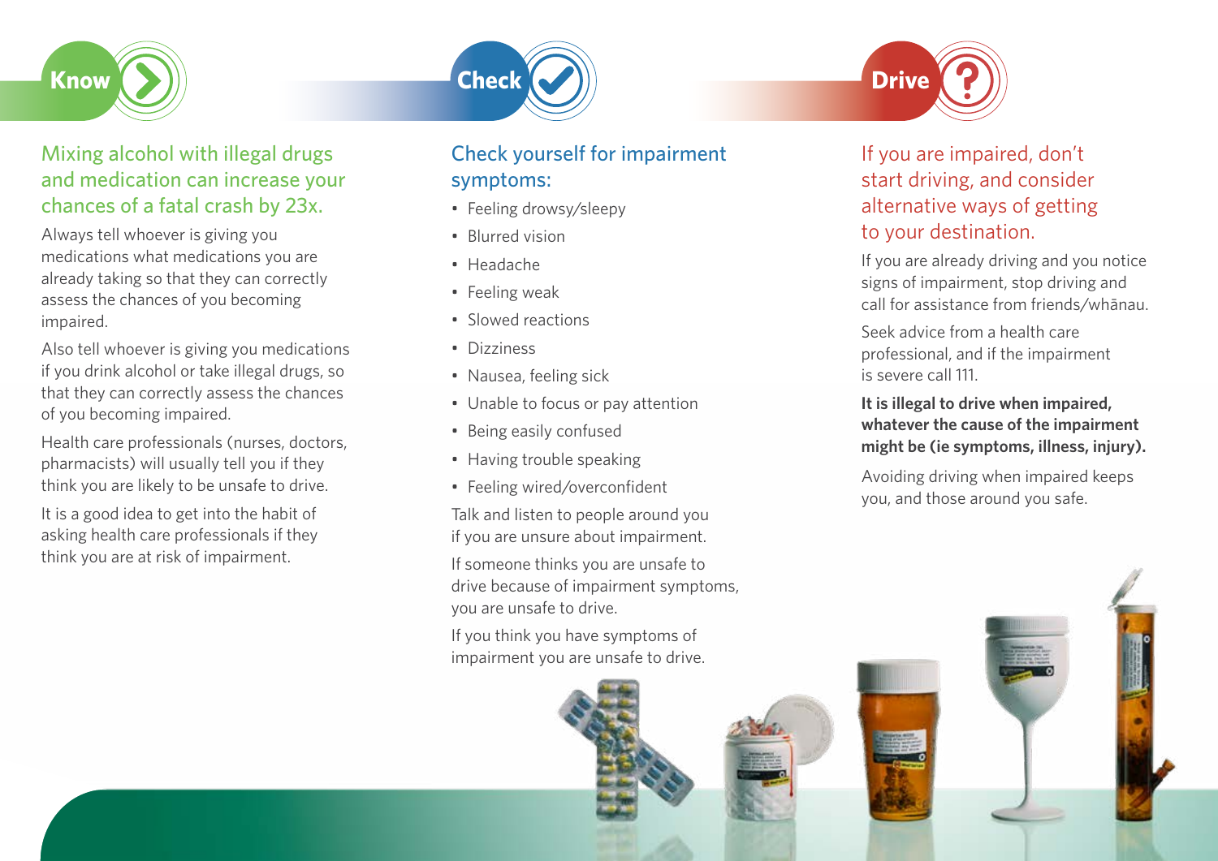## Know

### Mixing alcohol with illegal drugs and medication can increase your chances of a fatal crash by 23x.

Always tell whoever is giving you medications what medications you are already taking so that they can correctly assess the chances of you becoming impaired.

Also tell whoever is giving you medications if you drink alcohol or take illegal drugs, so that they can correctly assess the chances of you becoming impaired.

Health care professionals (nurses, doctors, pharmacists) will usually tell you if they think you are likely to be unsafe to drive.

It is a good idea to get into the habit of asking health care professionals if they think you are at risk of impairment.

## Check

### Check yourself for impairment symptoms:

- Feeling drowsy/sleepy
- Blurred vision
- Headache
- Feeling weak
- Slowed reactions
- Dizziness
- Nausea, feeling sick
- Unable to focus or pay attention
- Being easily confused
- Having trouble speaking
- Feeling wired/overconfident

Talk and listen to people around you if you are unsure about impairment.

If someone thinks you are unsafe to drive because of impairment symptoms, you are unsafe to drive.

If you think you have symptoms of impairment you are unsafe to drive.

## Drive

### If you are impaired, don't start driving, and consider alternative ways of getting to your destination.

If you are already driving and you notice signs of impairment, stop driving and call for assistance from friends/whānau.

Seek advice from a health care professional, and if the impairment is severe call 111.

**It is illegal to drive when impaired, whatever the cause of the impairment might be (ie symptoms, illness, injury).**

Avoiding driving when impaired keeps you, and those around you safe.